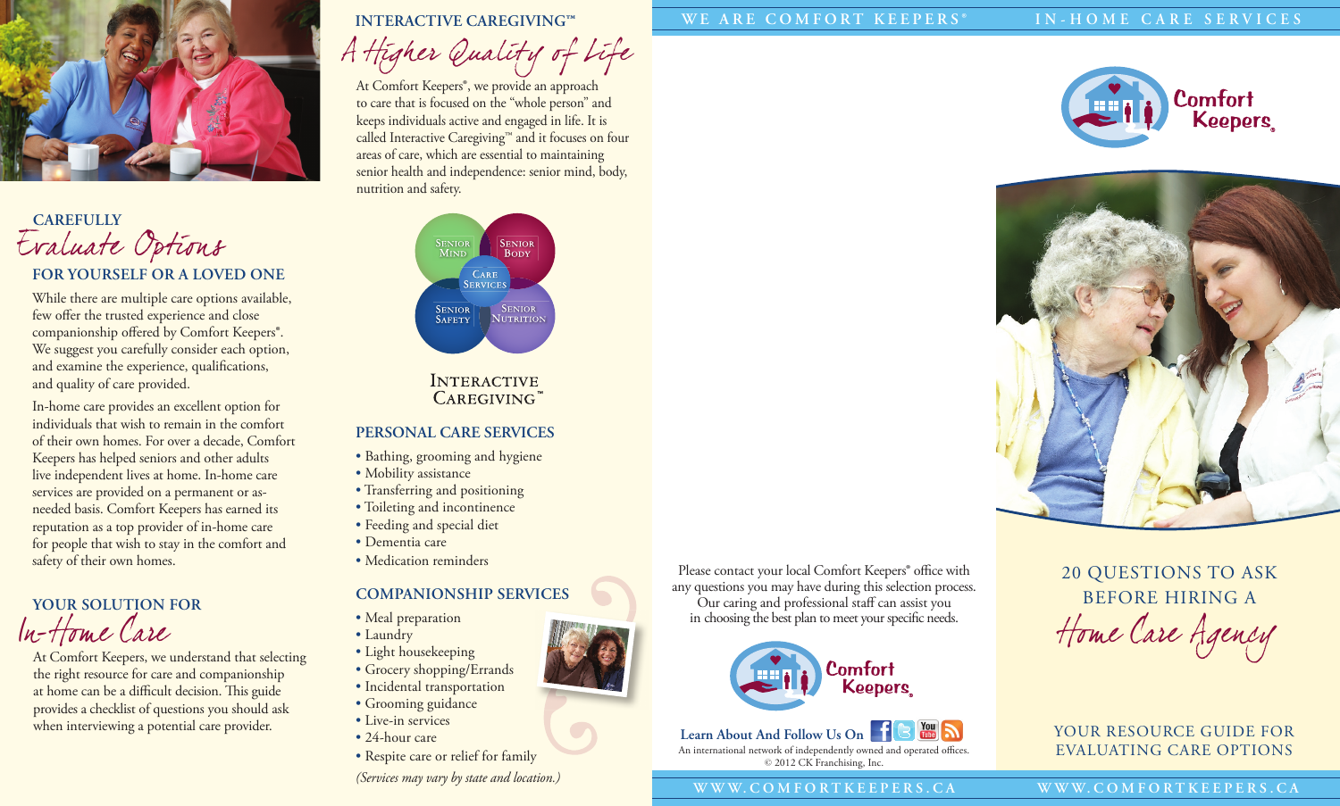## CAREFULLY *Evaluate Options* FOR YOURSELF OR A LOVED ONE

While there are multiple care options available, few offer the trusted experience and close companionship offered by Comfort Keepers®. We suggest you carefully consider each option, and examine the experience, qualifications, and quality of care provided.

In-home care provides an excellent option for individuals that wish to remain in the comfort of their own homes. For over a decade, Comfort Keepers has helped seniors and other adults live independent lives at home. In-home care services are provided on a permanent or as-needed basis. Comfort Keepers has earned its reputation as a top provider of in-home care for people that wish to stay in the comfort and safety of their own homes.

## YOUR SOLUTION FOR *In-Home Care*

At Comfort Keepers, we understand that selecting the right resource for care and companionship at home can be a difficult decision. This guide provides a checklist of questions you should ask when interviewing a potential care provider.

## INTERACTIVE CAREGIVING™ *A Higher Quality of Life*

At Comfort Keepers®, we provide an approach to care that is focused on the "whole person" and keeps individuals active and engaged in life. It is called Interactive Caregiving™ and it focuses on four areas of care, which are essential to maintaining senior health and independence: senior mind, body, nutrition and safety.

Senior Mind · Senior Body · Care Services · Senior Safety · Senior Nutrition

INTERACTIVE CAREGIVING™

### PERSONAL CARE SERVICES

- Bathing, grooming and hygiene
- Mobility assistance
- Transferring and positioning
- Toileting and incontinence
- Feeding and special diet
- Dementia care
- Medication reminders

### COMPANIONSHIP SERVICES

- Meal preparation
- Laundry
- Light housekeeping
- Grocery shopping/Errands
- Incidental transportation
- Grooming guidance
- Live-in services
- 24-hour care
- Respite care or relief for family

*(Services may vary by state and location.)*

WE ARE COMFORT KEEPERS® · IN-HOME CARE SERVICES

Please contact your local Comfort Keepers® office with any questions you may have during this selection process. Our caring and professional staff can assist you in choosing the best plan to meet your specific needs.

Comfort Keepers®

**Learn About And Follow Us On**

An international network of independently owned and operated offices.
© 2012 CK Franchising, Inc.

WWW.COMFORTKEEPERS.CA

Comfort Keepers®

# 20 QUESTIONS TO ASK BEFORE HIRING A *Home Care Agency*

YOUR RESOURCE GUIDE FOR EVALUATING CARE OPTIONS

WWW.COMFORTKEEPERS.CA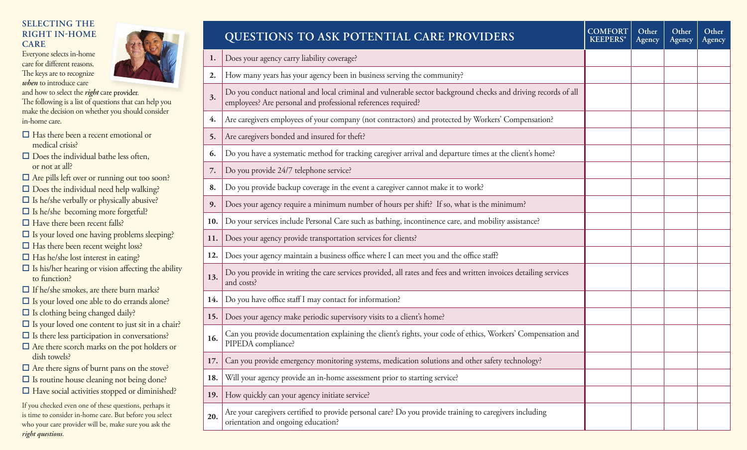## SELECTING THE RIGHT IN-HOME CARE

Everyone selects in-home care for different reasons. The keys are to recognize ***when*** to introduce care and how to select the ***right*** care provider. The following is a list of questions that can help you make the decision on whether you should consider in-home care.

- ☐ Has there been a recent emotional or medical crisis?
- ☐ Does the individual bathe less often, or not at all?
- ☐ Are pills left over or running out too soon?
- ☐ Does the individual need help walking?
- ☐ Is he/she verbally or physically abusive?
- ☐ Is he/she becoming more forgetful?
- ☐ Have there been recent falls?
- ☐ Is your loved one having problems sleeping?
- ☐ Has there been recent weight loss?
- ☐ Has he/she lost interest in eating?
- ☐ Is his/her hearing or vision affecting the ability to function?
- ☐ If he/she smokes, are there burn marks?
- ☐ Is your loved one able to do errands alone?
- ☐ Is clothing being changed daily?
- ☐ Is your loved one content to just sit in a chair?
- ☐ Is there less participation in conversations?
- ☐ Are there scorch marks on the pot holders or dish towels?
- ☐ Are there signs of burnt pans on the stove?
- ☐ Is routine house cleaning not being done?
- ☐ Have social activities stopped or diminished?

If you checked even one of these questions, perhaps it is time to consider in-home care. But before you select who your care provider will be, make sure you ask the ***right questions***.

| | QUESTIONS TO ASK POTENTIAL CARE PROVIDERS | COMFORT KEEPERS® | Other Agency | Other Agency | Other Agency |
|---|---|---|---|---|---|
| **1.** | Does your agency carry liability coverage? | | | | |
| **2.** | How many years has your agency been in business serving the community? | | | | |
| **3.** | Do you conduct national and local criminal and vulnerable sector background checks and driving records of all employees? Are personal and professional references required? | | | | |
| **4.** | Are caregivers employees of your company (not contractors) and protected by Workers' Compensation? | | | | |
| **5.** | Are caregivers bonded and insured for theft? | | | | |
| **6.** | Do you have a systematic method for tracking caregiver arrival and departure times at the client's home? | | | | |
| **7.** | Do you provide 24/7 telephone service? | | | | |
| **8.** | Do you provide backup coverage in the event a caregiver cannot make it to work? | | | | |
| **9.** | Does your agency require a minimum number of hours per shift? If so, what is the minimum? | | | | |
| **10.** | Do your services include Personal Care such as bathing, incontinence care, and mobility assistance? | | | | |
| **11.** | Does your agency provide transportation services for clients? | | | | |
| **12.** | Does your agency maintain a business office where I can meet you and the office staff? | | | | |
| **13.** | Do you provide in writing the care services provided, all rates and fees and written invoices detailing services and costs? | | | | |
| **14.** | Do you have office staff I may contact for information? | | | | |
| **15.** | Does your agency make periodic supervisory visits to a client's home? | | | | |
| **16.** | Can you provide documentation explaining the client's rights, your code of ethics, Workers' Compensation and PIPEDA compliance? | | | | |
| **17.** | Can you provide emergency monitoring systems, medication solutions and other safety technology? | | | | |
| **18.** | Will your agency provide an in-home assessment prior to starting service? | | | | |
| **19.** | How quickly can your agency initiate service? | | | | |
| **20.** | Are your caregivers certified to provide personal care? Do you provide training to caregivers including orientation and ongoing education? | | | | |